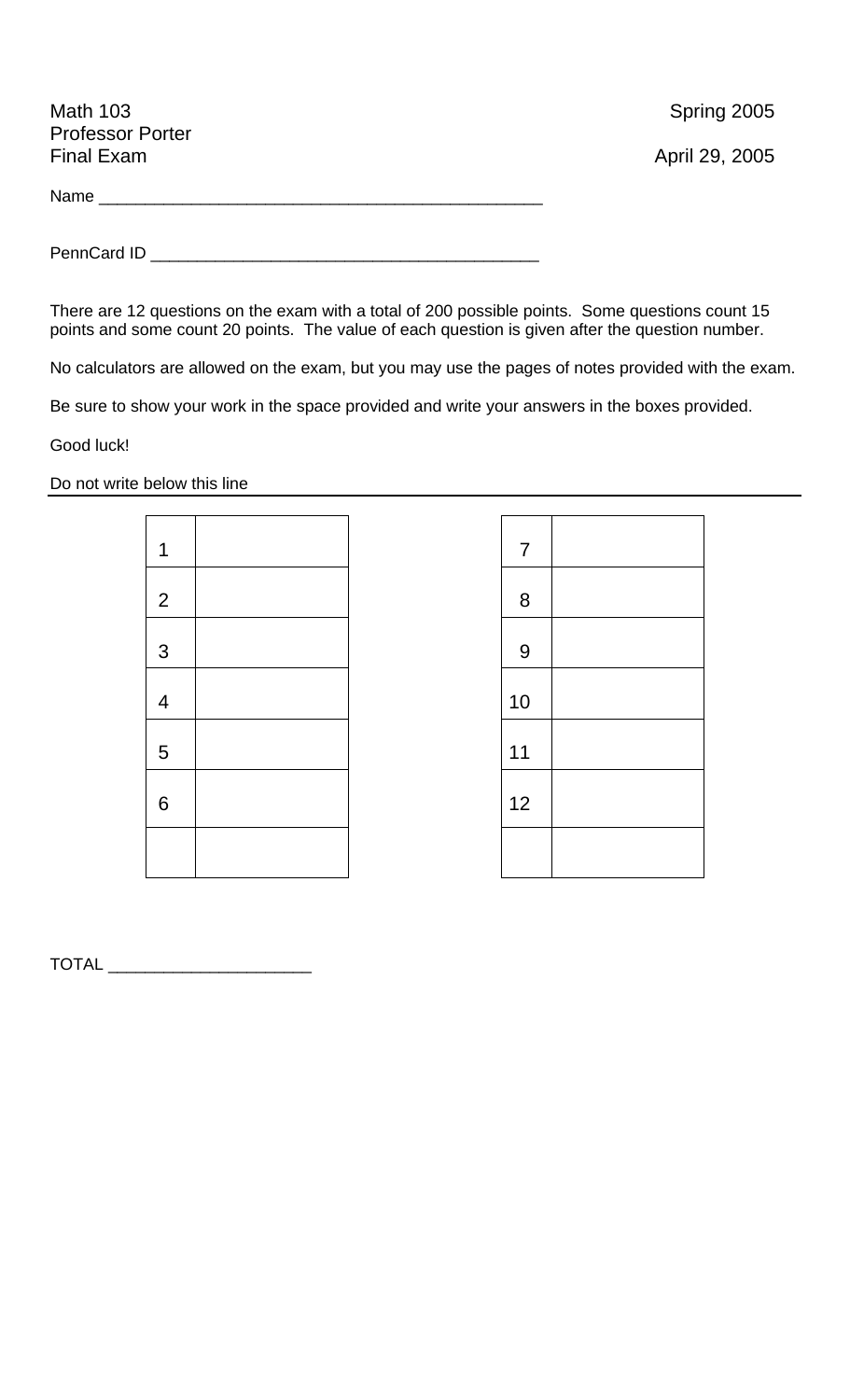Math 103 Spring 2005
Professor Porter
Final Exam April 29, 2005

Name ________________________________________________

PennCard ID __________________________________________

There are 12 questions on the exam with a total of 200 possible points. Some questions count 15 points and some count 20 points. The value of each question is given after the question number.

No calculators are allowed on the exam, but you may use the pages of notes provided with the exam.

Be sure to show your work in the space provided and write your answers in the boxes provided.

Good luck!

Do not write below this line

| | | | | |
|---|---|---|---|---|
| 1 | | | 7 | |
| 2 | | | 8 | |
| 3 | | | 9 | |
| 4 | | | 10 | |
| 5 | | | 11 | |
| 6 | | | 12 | |
| | | | | |

TOTAL ______________________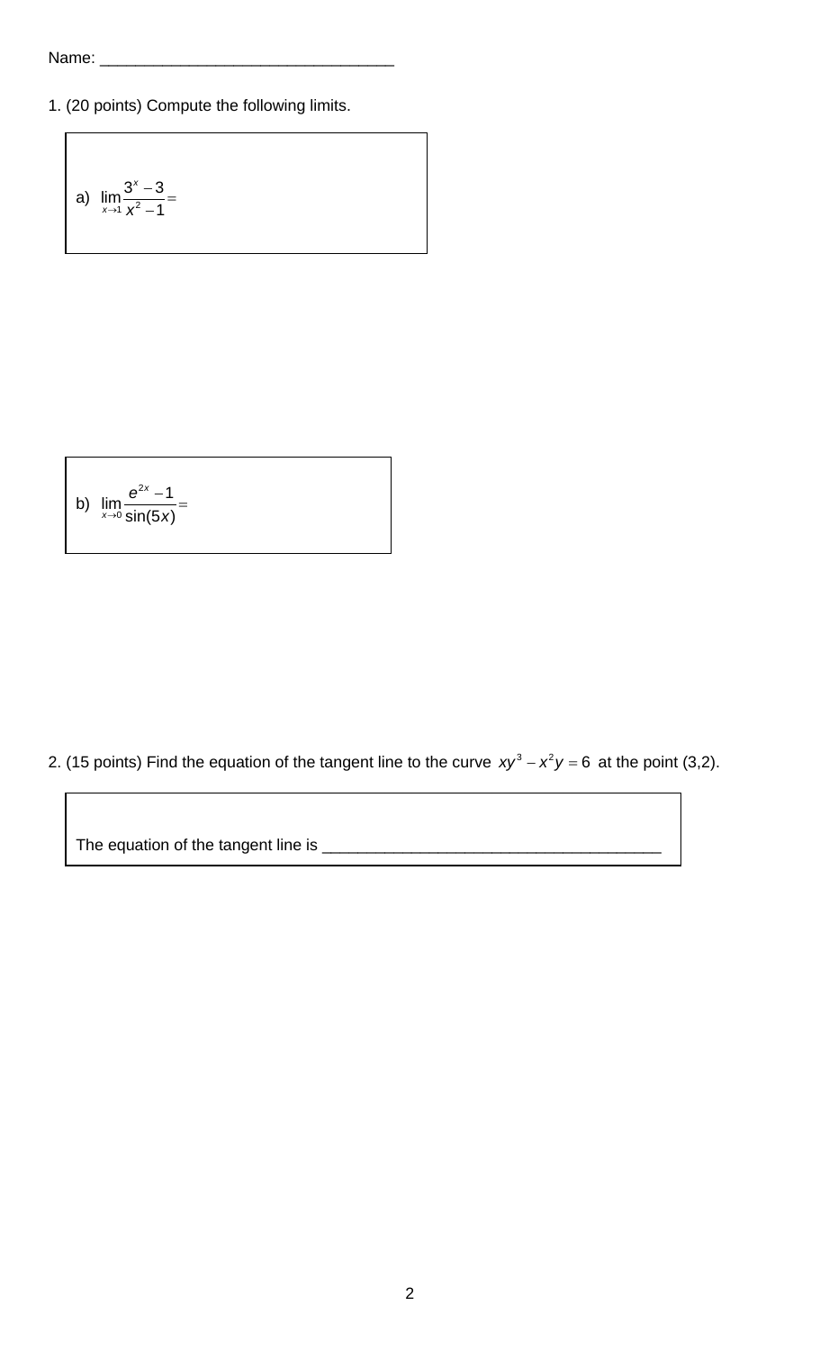Name: ________________________________

1. (20 points) Compute the following limits.

a) $\lim_{x \to 1} \frac{3^x - 3}{x^2 - 1} =$

b) $\lim_{x \to 0} \frac{e^{2x} - 1}{\sin(5x)} =$

2. (15 points) Find the equation of the tangent line to the curve $xy^3 - x^2y = 6$ at the point (3,2).

The equation of the tangent line is ______________________________________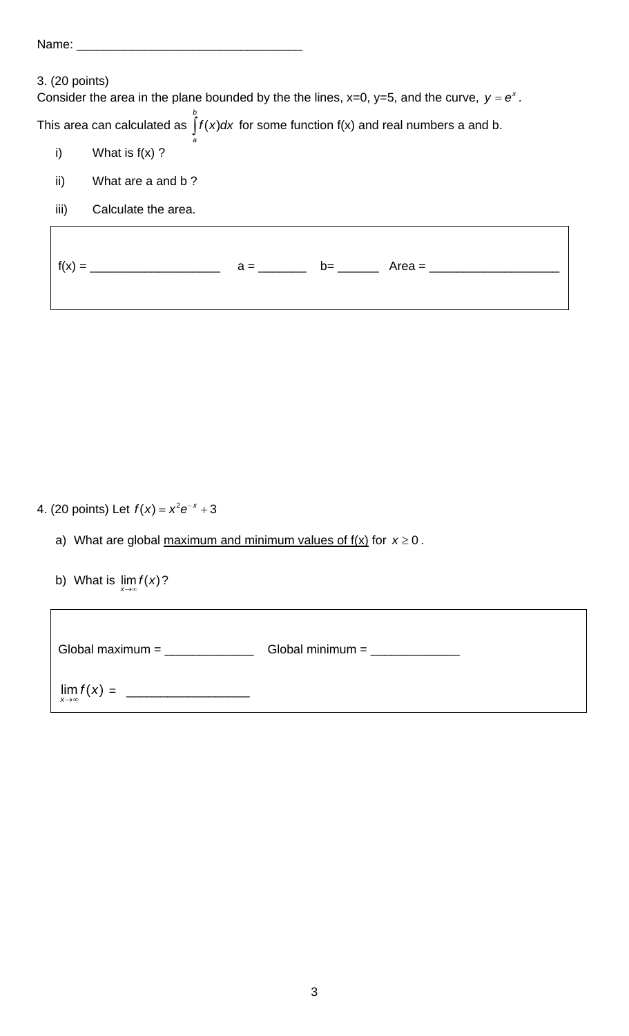Name: _________________________________

3. (20 points)
Consider the area in the plane bounded by the the lines, x=0, y=5, and the curve, $y = e^x$.

This area can calculated as $\int_a^b f(x)dx$ for some function f(x) and real numbers a and b.

i) What is f(x) ?

ii) What are a and b ?

iii) Calculate the area.

| f(x) = ___________________ a = _______ b= ______ Area = ___________________ |
|---|

4. (20 points) Let $f(x) = x^2 e^{-x} + 3$

a) What are global <u>maximum and minimum values of f(x)</u> for $x \geq 0$.

b) What is $\lim_{x \to \infty} f(x)$?

| Global maximum = _____________ Global minimum = _____________ |
|---|
| $\lim_{x \to \infty} f(x)$ = _________________ |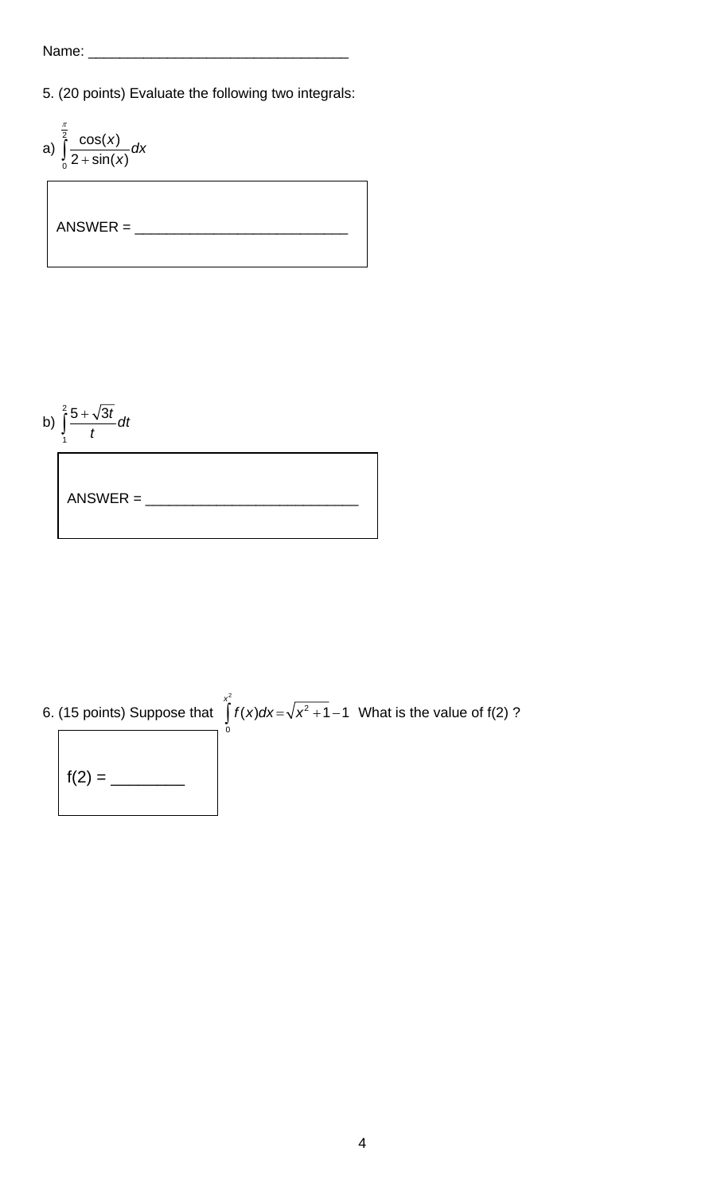Name: _________________________________

5. (20 points) Evaluate the following two integrals:

a) $\int_0^{\frac{\pi}{2}} \frac{\cos(x)}{2+\sin(x)}dx$

ANSWER = ___________________________

b) $\int_1^2 \frac{5+\sqrt{3t}}{t}dt$

ANSWER = ___________________________

6. (15 points) Suppose that $\int_0^{x^2} f(x)dx = \sqrt{x^2+1}-1$ What is the value of f(2) ?

f(2) = ________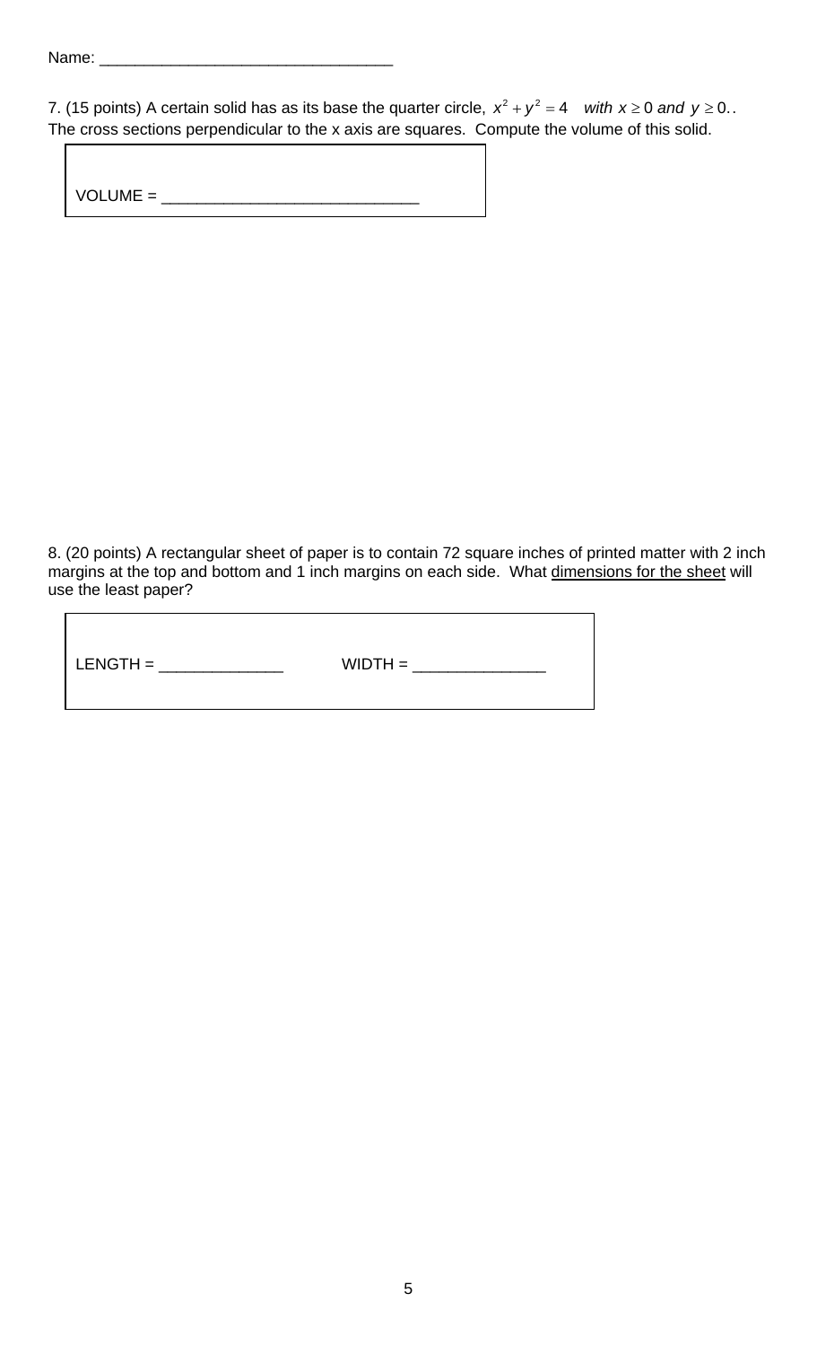Name: ________________________________

7. (15 points) A certain solid has as its base the quarter circle, $x^2 + y^2 = 4$ *with* $x \geq 0$ *and* $y \geq 0$.. The cross sections perpendicular to the x axis are squares. Compute the volume of this solid.

VOLUME = ____________________________

8. (20 points) A rectangular sheet of paper is to contain 72 square inches of printed matter with 2 inch margins at the top and bottom and 1 inch margins on each side. What <u>dimensions for the sheet</u> will use the least paper?

LENGTH = ______________ WIDTH = _______________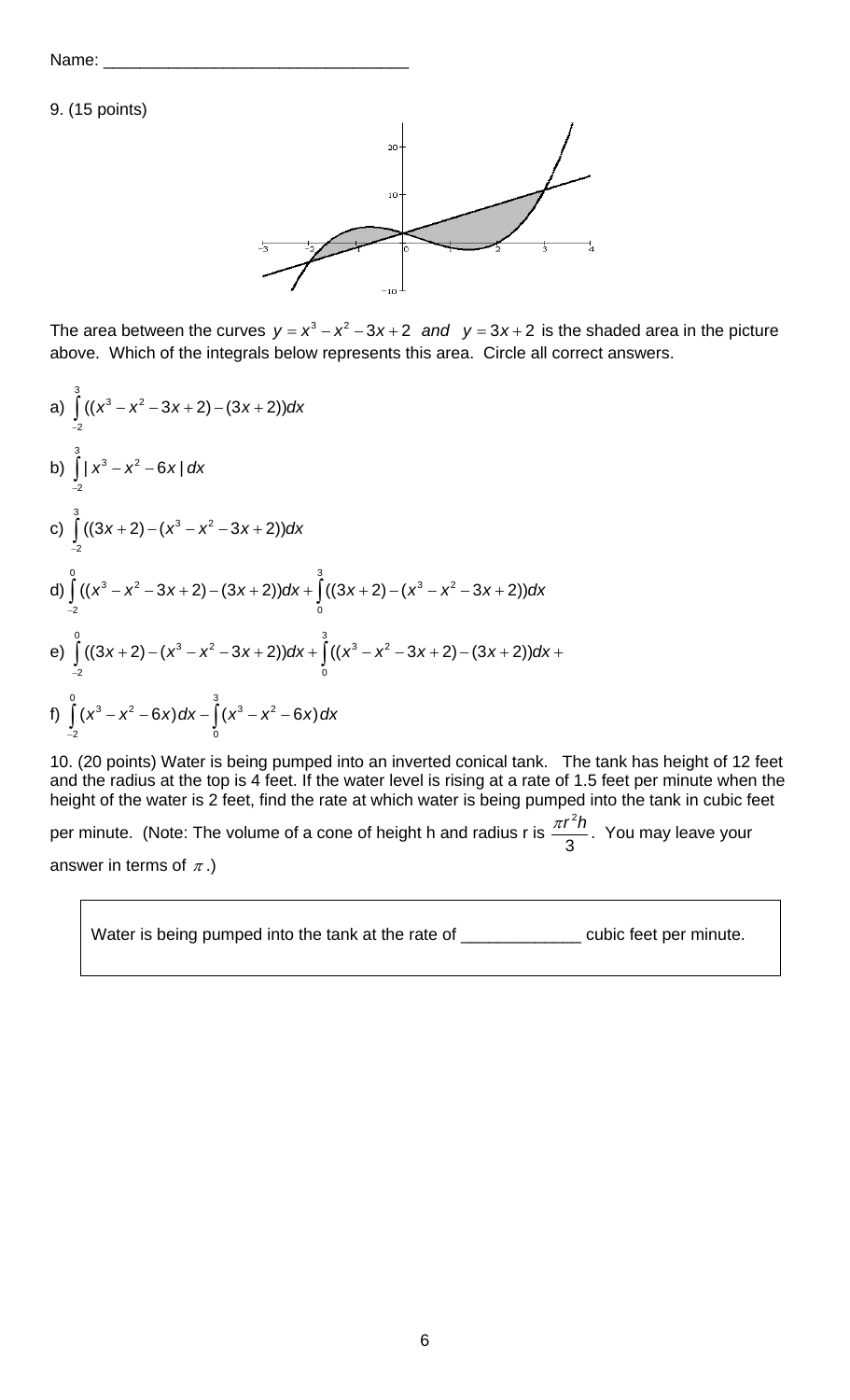Name: ________________________________

9. (15 points)

The area between the curves $y = x^3 - x^2 - 3x + 2$ *and* $y = 3x + 2$ is the shaded area in the picture above. Which of the integrals below represents this area. Circle all correct answers.

a) $\int_{-2}^{3} ((x^3 - x^2 - 3x + 2) - (3x + 2))dx$

b) $\int_{-2}^{3} | x^3 - x^2 - 6x | dx$

c) $\int_{-2}^{3} ((3x + 2) - (x^3 - x^2 - 3x + 2))dx$

d) $\int_{-2}^{0} ((x^3 - x^2 - 3x + 2) - (3x + 2))dx + \int_{0}^{3} ((3x + 2) - (x^3 - x^2 - 3x + 2))dx$

e) $\int_{-2}^{0} ((3x + 2) - (x^3 - x^2 - 3x + 2))dx + \int_{0}^{3} ((x^3 - x^2 - 3x + 2) - (3x + 2))dx +$

f) $\int_{-2}^{0} (x^3 - x^2 - 6x)dx - \int_{0}^{3} (x^3 - x^2 - 6x)dx$

10. (20 points) Water is being pumped into an inverted conical tank. The tank has height of 12 feet and the radius at the top is 4 feet. If the water level is rising at a rate of 1.5 feet per minute when the height of the water is 2 feet, find the rate at which water is being pumped into the tank in cubic feet per minute. (Note: The volume of a cone of height h and radius r is $\frac{\pi r^2 h}{3}$. You may leave your answer in terms of $\pi$.)

Water is being pumped into the tank at the rate of ____________ cubic feet per minute.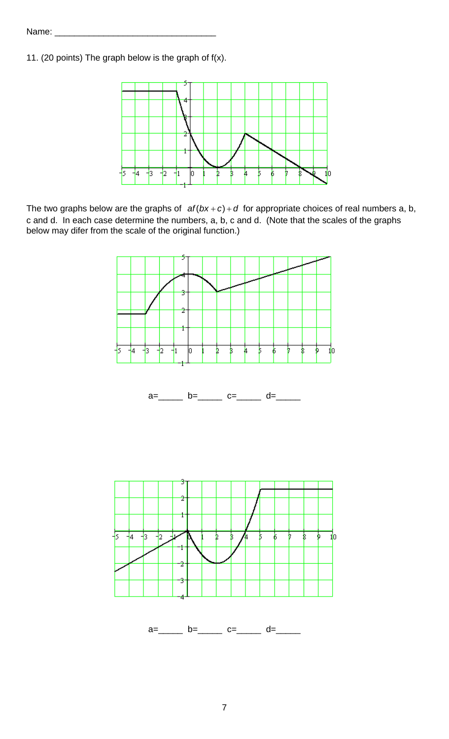Name: ________________________________

11. (20 points) The graph below is the graph of $f(x)$.

The two graphs below are the graphs of $af(bx+c)+d$ for appropriate choices of real numbers a, b, c and d. In each case determine the numbers, a, b, c and d. (Note that the scales of the graphs below may difer from the scale of the original function.)

a=_____ b=_____ c=_____ d=_____

a=_____ b=_____ c=_____ d=_____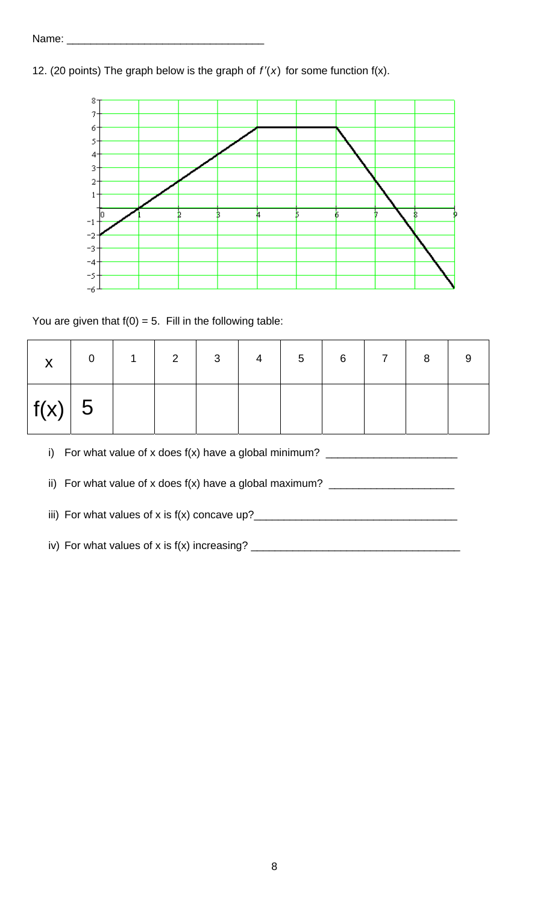Name: ________________________________

12. (20 points) The graph below is the graph of $f'(x)$ for some function f(x).

8
7
6
5
4
3
2
1
−1
−2
−3
−4
−5
−6
0 1 2 3 4 5 6 7 8 9

You are given that f(0) = 5. Fill in the following table:

| x | 0 | 1 | 2 | 3 | 4 | 5 | 6 | 7 | 8 | 9 |
|---|---|---|---|---|---|---|---|---|---|---|
| f(x) | 5 | | | | | | | | | |

i) For what value of x does f(x) have a global minimum? ____________________

ii) For what value of x does f(x) have a global maximum? ____________________

iii) For what values of x is f(x) concave up?______________________________

iv) For what values of x is f(x) increasing? ______________________________